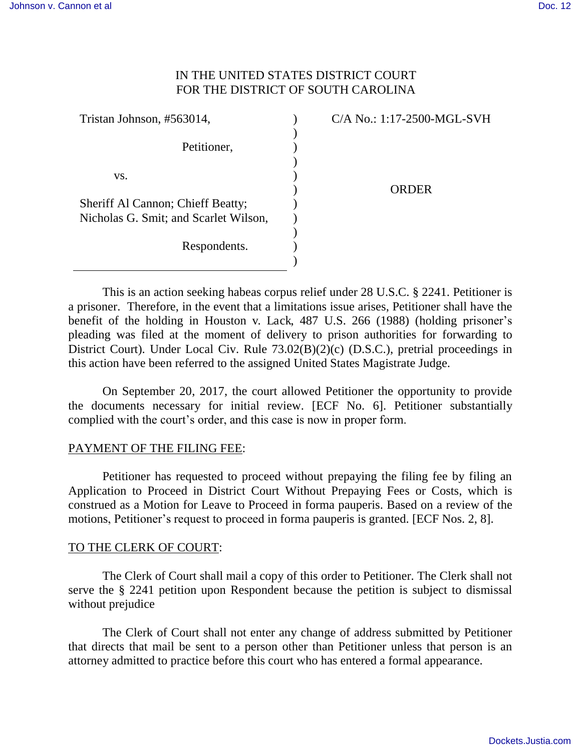IN THE UNITED STATES DISTRICT COURT
FOR THE DISTRICT OF SOUTH CAROLINA

| | | |
|---|---|---|
| Tristan Johnson, #563014, Petitioner, vs. Sheriff Al Cannon; Chieff Beatty; Nicholas G. Smit; and Scarlet Wilson, Respondents. | ) | C/A No.: 1:17-2500-MGL-SVH ORDER |

This is an action seeking habeas corpus relief under 28 U.S.C. § 2241. Petitioner is a prisoner. Therefore, in the event that a limitations issue arises, Petitioner shall have the benefit of the holding in Houston v. Lack, 487 U.S. 266 (1988) (holding prisoner's pleading was filed at the moment of delivery to prison authorities for forwarding to District Court). Under Local Civ. Rule 73.02(B)(2)(c) (D.S.C.), pretrial proceedings in this action have been referred to the assigned United States Magistrate Judge.

On September 20, 2017, the court allowed Petitioner the opportunity to provide the documents necessary for initial review. [ECF No. 6]. Petitioner substantially complied with the court's order, and this case is now in proper form.

PAYMENT OF THE FILING FEE:

Petitioner has requested to proceed without prepaying the filing fee by filing an Application to Proceed in District Court Without Prepaying Fees or Costs, which is construed as a Motion for Leave to Proceed in forma pauperis. Based on a review of the motions, Petitioner's request to proceed in forma pauperis is granted. [ECF Nos. 2, 8].

TO THE CLERK OF COURT:

The Clerk of Court shall mail a copy of this order to Petitioner. The Clerk shall not serve the § 2241 petition upon Respondent because the petition is subject to dismissal without prejudice

The Clerk of Court shall not enter any change of address submitted by Petitioner that directs that mail be sent to a person other than Petitioner unless that person is an attorney admitted to practice before this court who has entered a formal appearance.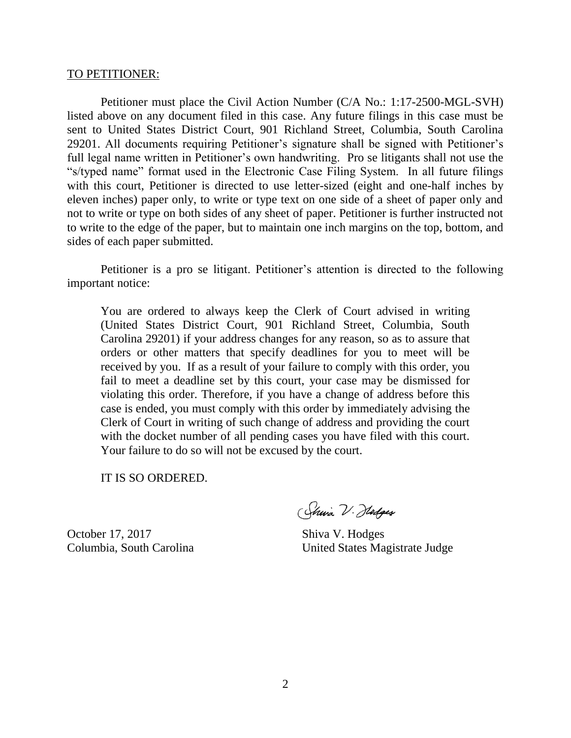TO PETITIONER:

Petitioner must place the Civil Action Number (C/A No.: 1:17-2500-MGL-SVH) listed above on any document filed in this case. Any future filings in this case must be sent to United States District Court, 901 Richland Street, Columbia, South Carolina 29201. All documents requiring Petitioner's signature shall be signed with Petitioner's full legal name written in Petitioner's own handwriting. Pro se litigants shall not use the "s/typed name" format used in the Electronic Case Filing System. In all future filings with this court, Petitioner is directed to use letter-sized (eight and one-half inches by eleven inches) paper only, to write or type text on one side of a sheet of paper only and not to write or type on both sides of any sheet of paper. Petitioner is further instructed not to write to the edge of the paper, but to maintain one inch margins on the top, bottom, and sides of each paper submitted.

Petitioner is a pro se litigant. Petitioner's attention is directed to the following important notice:

> You are ordered to always keep the Clerk of Court advised in writing (United States District Court, 901 Richland Street, Columbia, South Carolina 29201) if your address changes for any reason, so as to assure that orders or other matters that specify deadlines for you to meet will be received by you. If as a result of your failure to comply with this order, you fail to meet a deadline set by this court, your case may be dismissed for violating this order. Therefore, if you have a change of address before this case is ended, you must comply with this order by immediately advising the Clerk of Court in writing of such change of address and providing the court with the docket number of all pending cases you have filed with this court. Your failure to do so will not be excused by the court.

IT IS SO ORDERED.

Shiva V. Hodges

October 17, 2017
Columbia, South Carolina

Shiva V. Hodges
United States Magistrate Judge